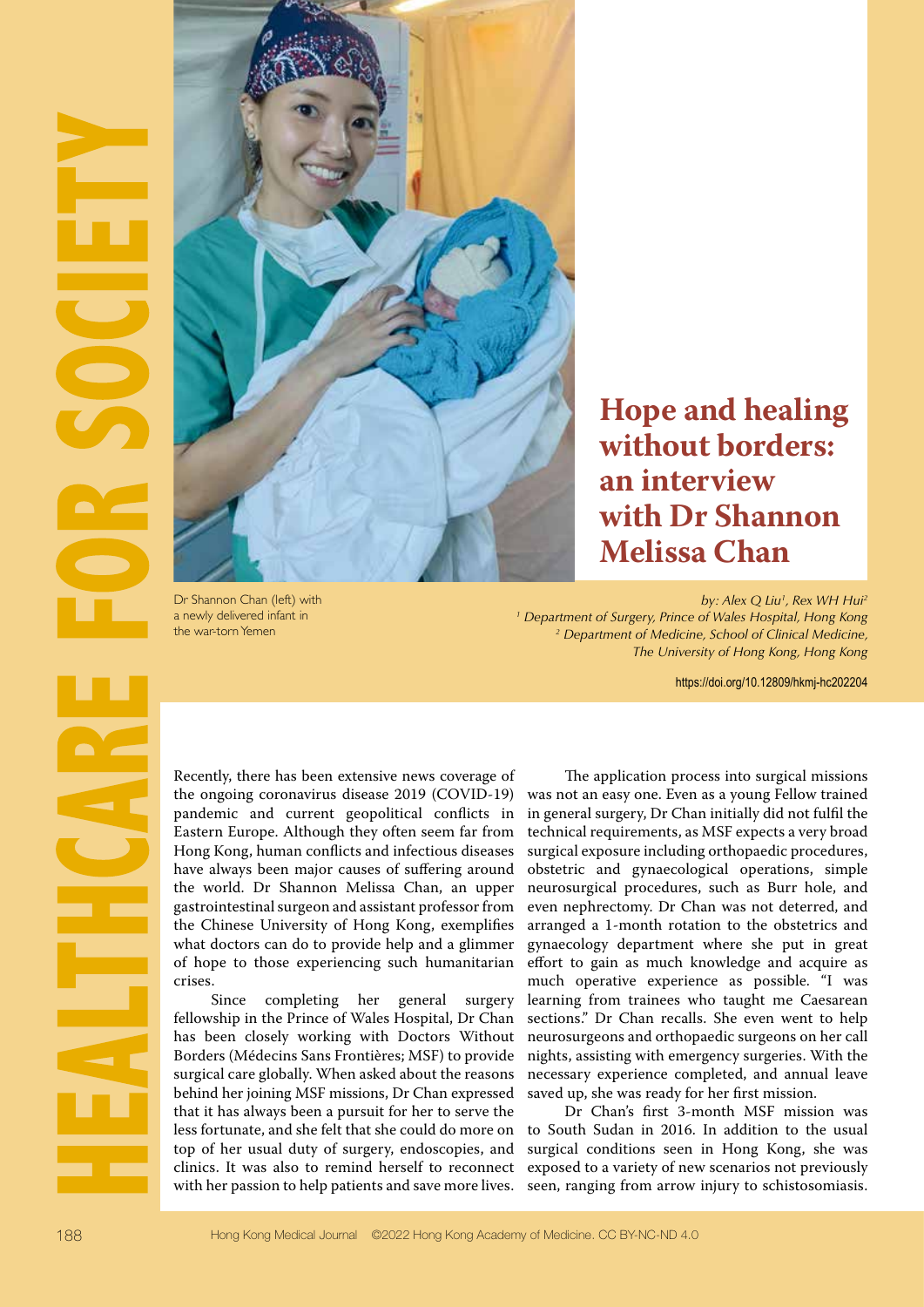HEALTHCARE FOR SOCIETY

# Hope and healing without borders: an interview with Dr Shannon Melissa Chan

Dr Shannon Chan (left) with a newly delivered infant in the war-torn Yemen

*by: Alex Q Liu[1], Rex WH Hui[2]*
*[1] Department of Surgery, Prince of Wales Hospital, Hong Kong*
*[2] Department of Medicine, School of Clinical Medicine, The University of Hong Kong, Hong Kong*

https://doi.org/10.12809/hkmj-hc202204

Recently, there has been extensive news coverage of the ongoing coronavirus disease 2019 (COVID-19) pandemic and current geopolitical conflicts in Eastern Europe. Although they often seem far from Hong Kong, human conflicts and infectious diseases have always been major causes of suffering around the world. Dr Shannon Melissa Chan, an upper gastrointestinal surgeon and assistant professor from the Chinese University of Hong Kong, exemplifies what doctors can do to provide help and a glimmer of hope to those experiencing such humanitarian crises.

Since completing her general surgery fellowship in the Prince of Wales Hospital, Dr Chan has been closely working with Doctors Without Borders (Médecins Sans Frontières; MSF) to provide surgical care globally. When asked about the reasons behind her joining MSF missions, Dr Chan expressed that it has always been a pursuit for her to serve the less fortunate, and she felt that she could do more on top of her usual duty of surgery, endoscopies, and clinics. It was also to remind herself to reconnect with her passion to help patients and save more lives.

The application process into surgical missions was not an easy one. Even as a young Fellow trained in general surgery, Dr Chan initially did not fulfil the technical requirements, as MSF expects a very broad surgical exposure including orthopaedic procedures, obstetric and gynaecological operations, simple neurosurgical procedures, such as Burr hole, and even nephrectomy. Dr Chan was not deterred, and arranged a 1-month rotation to the obstetrics and gynaecology department where she put in great effort to gain as much knowledge and acquire as much operative experience as possible. "I was learning from trainees who taught me Caesarean sections." Dr Chan recalls. She even went to help neurosurgeons and orthopaedic surgeons on her call nights, assisting with emergency surgeries. With the necessary experience completed, and annual leave saved up, she was ready for her first mission.

Dr Chan's first 3-month MSF mission was to South Sudan in 2016. In addition to the usual surgical conditions seen in Hong Kong, she was exposed to a variety of new scenarios not previously seen, ranging from arrow injury to schistosomiasis.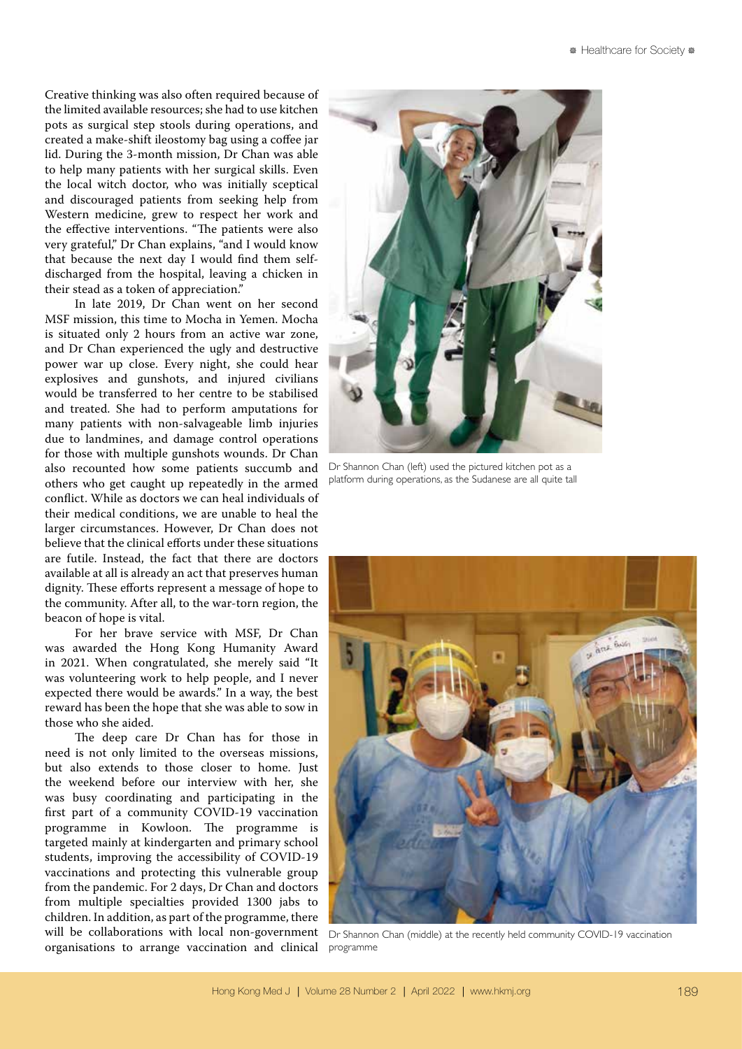Creative thinking was also often required because of the limited available resources; she had to use kitchen pots as surgical step stools during operations, and created a make-shift ileostomy bag using a coffee jar lid. During the 3-month mission, Dr Chan was able to help many patients with her surgical skills. Even the local witch doctor, who was initially sceptical and discouraged patients from seeking help from Western medicine, grew to respect her work and the effective interventions. "The patients were also very grateful," Dr Chan explains, "and I would know that because the next day I would find them self-discharged from the hospital, leaving a chicken in their stead as a token of appreciation."

In late 2019, Dr Chan went on her second MSF mission, this time to Mocha in Yemen. Mocha is situated only 2 hours from an active war zone, and Dr Chan experienced the ugly and destructive power war up close. Every night, she could hear explosives and gunshots, and injured civilians would be transferred to her centre to be stabilised and treated. She had to perform amputations for many patients with non-salvageable limb injuries due to landmines, and damage control operations for those with multiple gunshots wounds. Dr Chan also recounted how some patients succumb and others who get caught up repeatedly in the armed conflict. While as doctors we can heal individuals of their medical conditions, we are unable to heal the larger circumstances. However, Dr Chan does not believe that the clinical efforts under these situations are futile. Instead, the fact that there are doctors available at all is already an act that preserves human dignity. These efforts represent a message of hope to the community. After all, to the war-torn region, the beacon of hope is vital.

For her brave service with MSF, Dr Chan was awarded the Hong Kong Humanity Award in 2021. When congratulated, she merely said "It was volunteering work to help people, and I never expected there would be awards." In a way, the best reward has been the hope that she was able to sow in those who she aided.

The deep care Dr Chan has for those in need is not only limited to the overseas missions, but also extends to those closer to home. Just the weekend before our interview with her, she was busy coordinating and participating in the first part of a community COVID-19 vaccination programme in Kowloon. The programme is targeted mainly at kindergarten and primary school students, improving the accessibility of COVID-19 vaccinations and protecting this vulnerable group from the pandemic. For 2 days, Dr Chan and doctors from multiple specialties provided 1300 jabs to children. In addition, as part of the programme, there will be collaborations with local non-government organisations to arrange vaccination and clinical

Dr Shannon Chan (left) used the pictured kitchen pot as a platform during operations, as the Sudanese are all quite tall

Dr Shannon Chan (middle) at the recently held community COVID-19 vaccination programme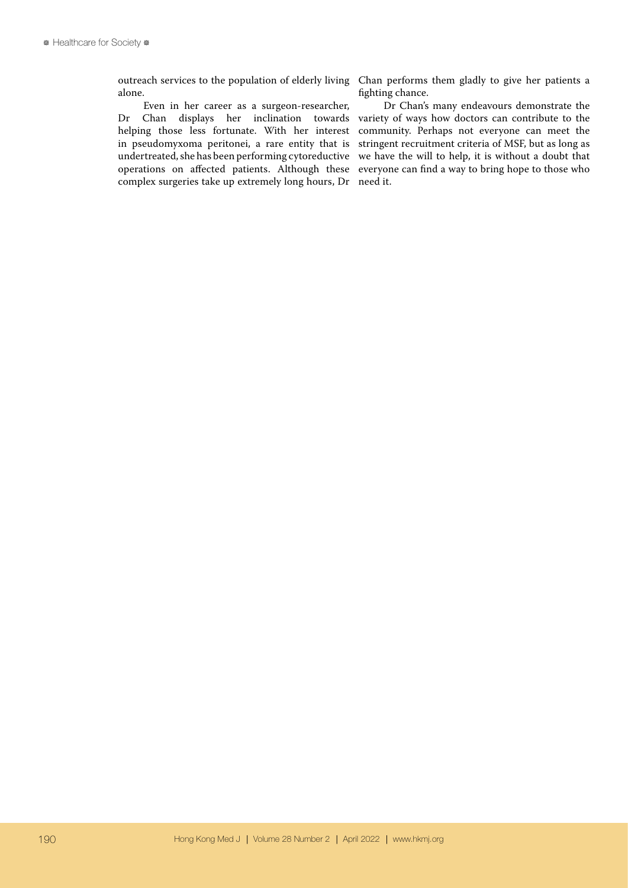outreach services to the population of elderly living alone.

Even in her career as a surgeon-researcher, Dr Chan displays her inclination towards helping those less fortunate. With her interest in pseudomyxoma peritonei, a rare entity that is undertreated, she has been performing cytoreductive operations on affected patients. Although these complex surgeries take up extremely long hours, Dr Chan performs them gladly to give her patients a fighting chance.

Dr Chan's many endeavours demonstrate the variety of ways how doctors can contribute to the community. Perhaps not everyone can meet the stringent recruitment criteria of MSF, but as long as we have the will to help, it is without a doubt that everyone can find a way to bring hope to those who need it.